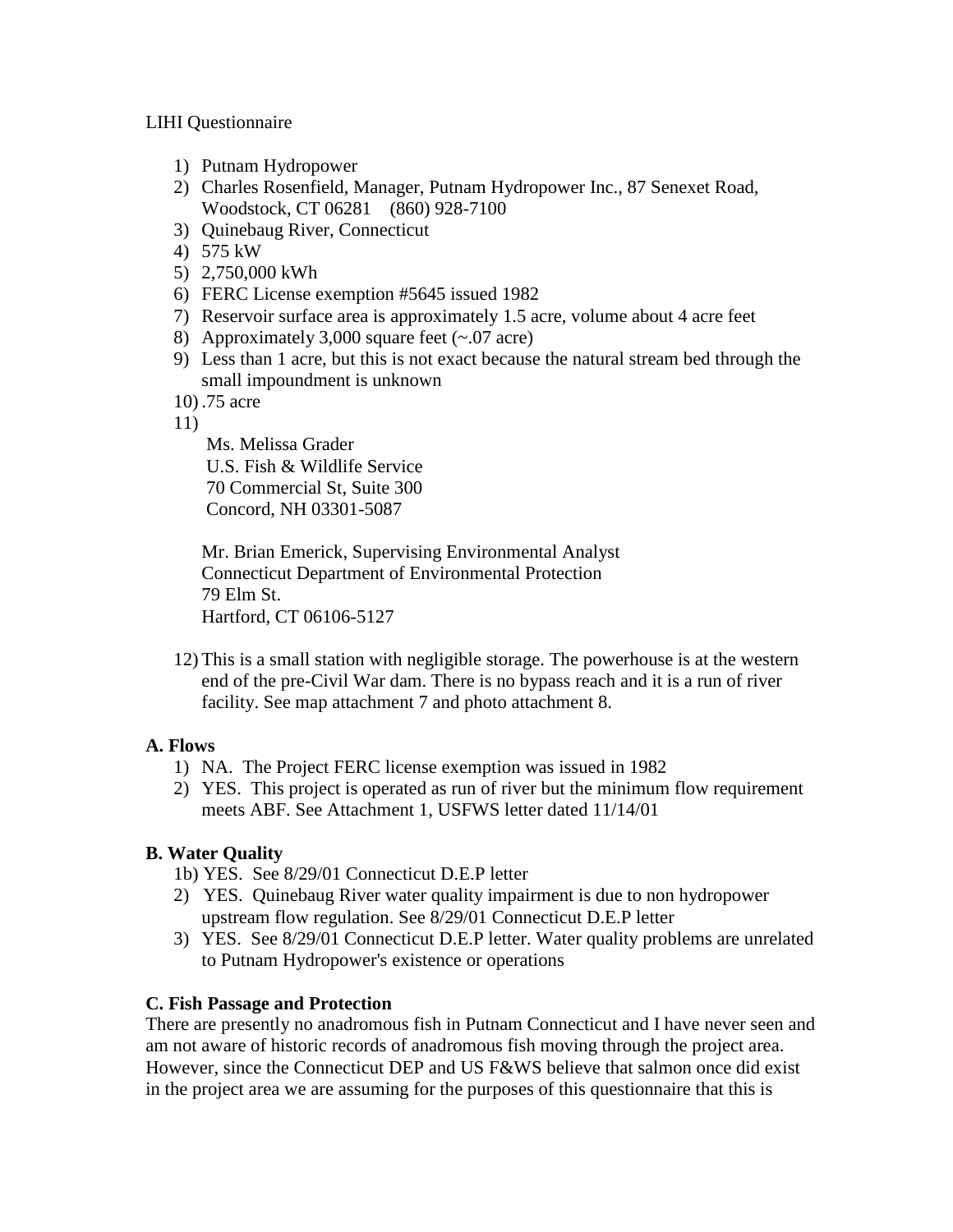LIHI Questionnaire

1) Putnam Hydropower
2) Charles Rosenfield, Manager, Putnam Hydropower Inc., 87 Senexet Road, Woodstock, CT 06281 (860) 928-7100
3) Quinebaug River, Connecticut
4) 575 kW
5) 2,750,000 kWh
6) FERC License exemption #5645 issued 1982
7) Reservoir surface area is approximately 1.5 acre, volume about 4 acre feet
8) Approximately 3,000 square feet (~.07 acre)
9) Less than 1 acre, but this is not exact because the natural stream bed through the small impoundment is unknown
10) .75 acre
11)

    Ms. Melissa Grader
    U.S. Fish & Wildlife Service
    70 Commercial St, Suite 300
    Concord, NH 03301-5087

    Mr. Brian Emerick, Supervising Environmental Analyst
    Connecticut Department of Environmental Protection
    79 Elm St.
    Hartford, CT 06106-5127

12) This is a small station with negligible storage. The powerhouse is at the western end of the pre-Civil War dam. There is no bypass reach and it is a run of river facility. See map attachment 7 and photo attachment 8.

**A. Flows**

1) NA. The Project FERC license exemption was issued in 1982
2) YES. This project is operated as run of river but the minimum flow requirement meets ABF. See Attachment 1, USFWS letter dated 11/14/01

**B. Water Quality**

1b) YES. See 8/29/01 Connecticut D.E.P letter

2) YES. Quinebaug River water quality impairment is due to non hydropower upstream flow regulation. See 8/29/01 Connecticut D.E.P letter
3) YES. See 8/29/01 Connecticut D.E.P letter. Water quality problems are unrelated to Putnam Hydropower's existence or operations

**C. Fish Passage and Protection**

There are presently no anadromous fish in Putnam Connecticut and I have never seen and am not aware of historic records of anadromous fish moving through the project area. However, since the Connecticut DEP and US F&WS believe that salmon once did exist in the project area we are assuming for the purposes of this questionnaire that this is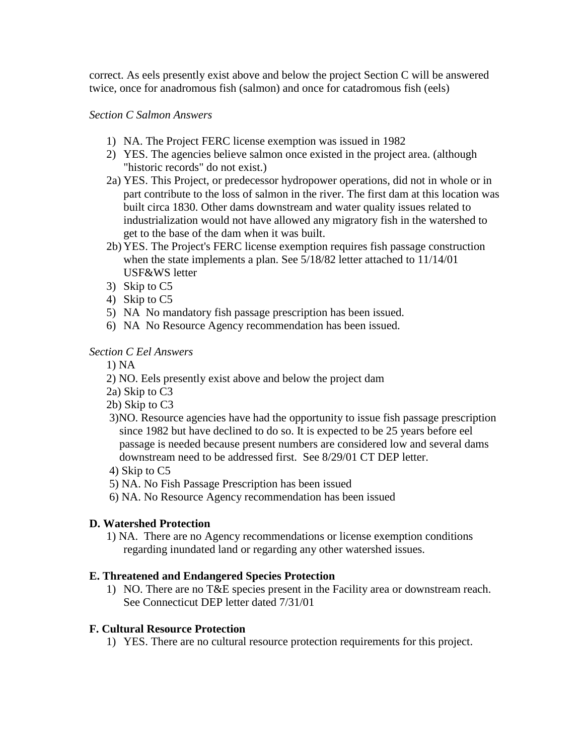correct. As eels presently exist above and below the project Section C will be answered twice, once for anadromous fish (salmon) and once for catadromous fish (eels)

*Section C Salmon Answers*

1) NA. The Project FERC license exemption was issued in 1982
2) YES. The agencies believe salmon once existed in the project area. (although "historic records" do not exist.)

2a) YES. This Project, or predecessor hydropower operations, did not in whole or in part contribute to the loss of salmon in the river. The first dam at this location was built circa 1830. Other dams downstream and water quality issues related to industrialization would not have allowed any migratory fish in the watershed to get to the base of the dam when it was built.

2b) YES. The Project's FERC license exemption requires fish passage construction when the state implements a plan. See 5/18/82 letter attached to 11/14/01 USF&WS letter

3) Skip to C5
4) Skip to C5
5) NA No mandatory fish passage prescription has been issued.
6) NA No Resource Agency recommendation has been issued.

*Section C Eel Answers*

1) NA
2) NO. Eels presently exist above and below the project dam

2a) Skip to C3

2b) Skip to C3

3) NO. Resource agencies have had the opportunity to issue fish passage prescription since 1982 but have declined to do so. It is expected to be 25 years before eel passage is needed because present numbers are considered low and several dams downstream need to be addressed first. See 8/29/01 CT DEP letter.
4) Skip to C5
5) NA. No Fish Passage Prescription has been issued
6) NA. No Resource Agency recommendation has been issued

**D. Watershed Protection**

1) NA. There are no Agency recommendations or license exemption conditions regarding inundated land or regarding any other watershed issues.

**E. Threatened and Endangered Species Protection**

1) NO. There are no T&E species present in the Facility area or downstream reach. See Connecticut DEP letter dated 7/31/01

**F. Cultural Resource Protection**

1) YES. There are no cultural resource protection requirements for this project.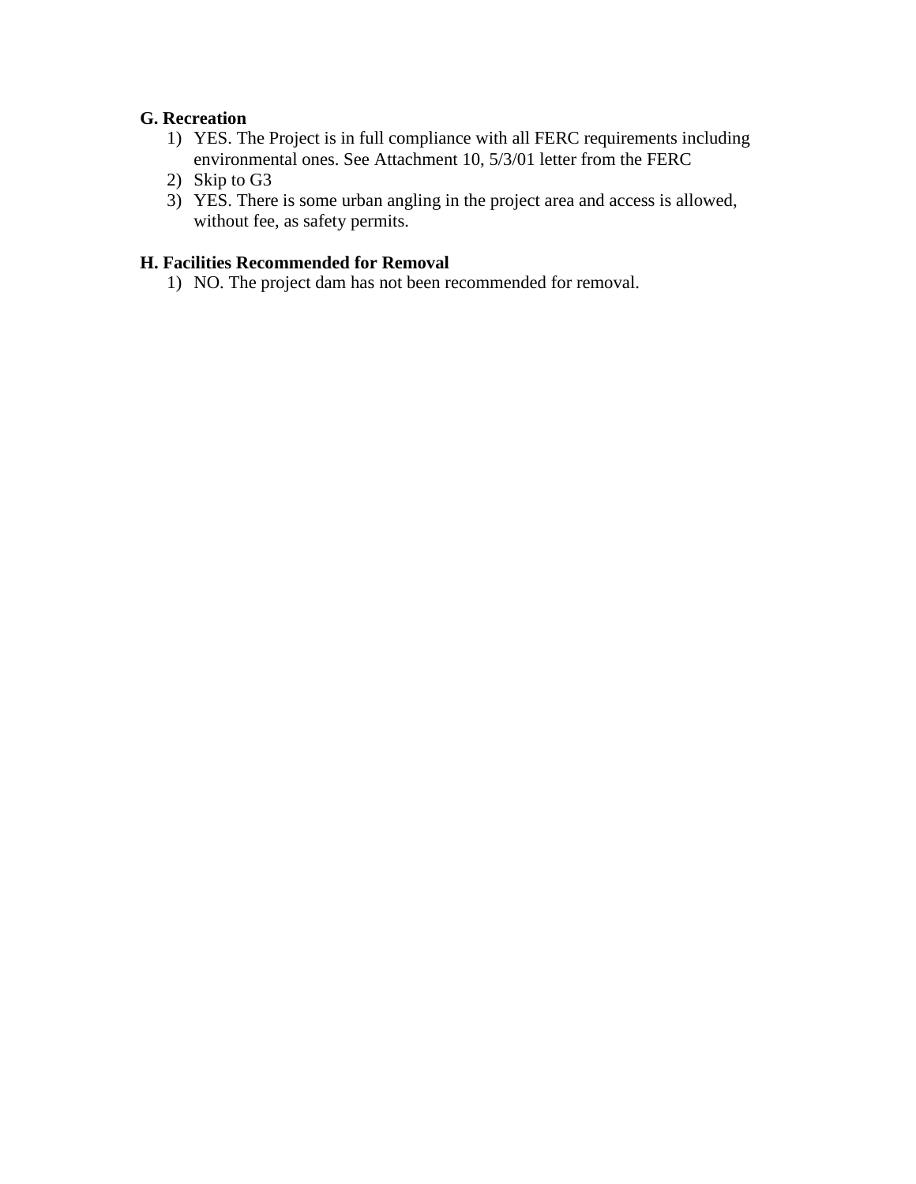**G. Recreation**

1) YES. The Project is in full compliance with all FERC requirements including environmental ones. See Attachment 10, 5/3/01 letter from the FERC
2) Skip to G3
3) YES. There is some urban angling in the project area and access is allowed, without fee, as safety permits.

**H. Facilities Recommended for Removal**

1) NO. The project dam has not been recommended for removal.